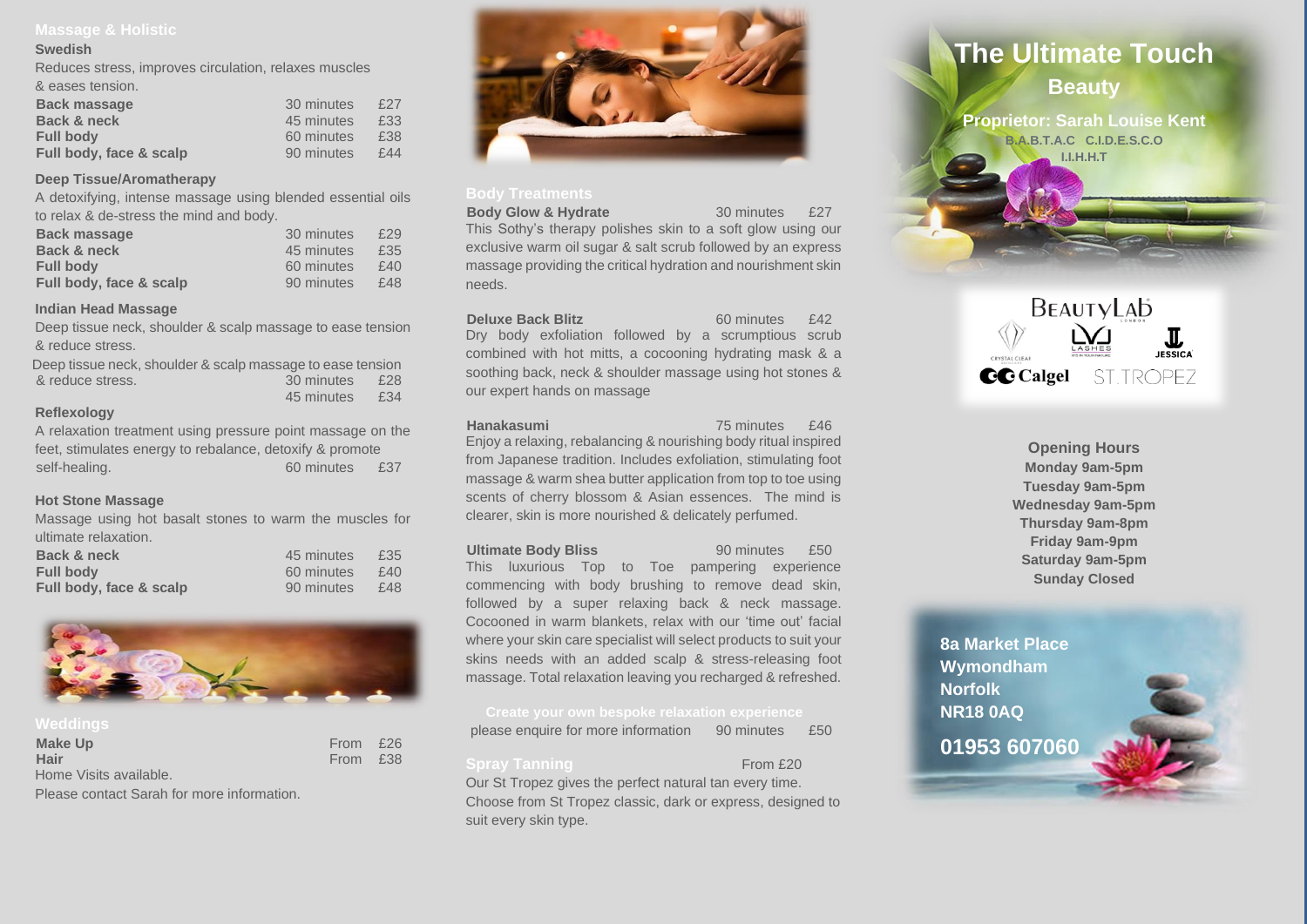## Massage & Holistic

### Swedish

Reduces stress, improves circulation, relaxes muscles & eases tension.

| | | |
|---|---|---|
| **Back massage** | 30 minutes | £27 |
| **Back & neck** | 45 minutes | £33 |
| **Full body** | 60 minutes | £38 |
| **Full body, face & scalp** | 90 minutes | £44 |

### Deep Tissue/Aromatherapy

A detoxifying, intense massage using blended essential oils to relax & de-stress the mind and body.

| | | |
|---|---|---|
| **Back massage** | 30 minutes | £29 |
| **Back & neck** | 45 minutes | £35 |
| **Full body** | 60 minutes | £40 |
| **Full body, face & scalp** | 90 minutes | £48 |

### Indian Head Massage

Deep tissue neck, shoulder & scalp massage to ease tension & reduce stress.

Deep tissue neck, shoulder & scalp massage to ease tension & reduce stress. 30 minutes £28

45 minutes £34

### Reflexology

A relaxation treatment using pressure point massage on the feet, stimulates energy to rebalance, detoxify & promote self-healing. 60 minutes £37

### Hot Stone Massage

Massage using hot basalt stones to warm the muscles for ultimate relaxation.

| | | |
|---|---|---|
| **Back & neck** | 45 minutes | £35 |
| **Full body** | 60 minutes | £40 |
| **Full body, face & scalp** | 90 minutes | £48 |

## Weddings

| | |
|---|---|
| **Make Up** | From £26 |
| **Hair** | From £38 |

Home Visits available.

Please contact Sarah for more information.

## Body Treatments

**Body Glow & Hydrate** 30 minutes £27

This Sothy's therapy polishes skin to a soft glow using our exclusive warm oil sugar & salt scrub followed by an express massage providing the critical hydration and nourishment skin needs.

**Deluxe Back Blitz** 60 minutes £42

Dry body exfoliation followed by a scrumptious scrub combined with hot mitts, a cocooning hydrating mask & a soothing back, neck & shoulder massage using hot stones & our expert hands on massage

**Hanakasumi** 75 minutes £46

Enjoy a relaxing, rebalancing & nourishing body ritual inspired from Japanese tradition. Includes exfoliation, stimulating foot massage & warm shea butter application from top to toe using scents of cherry blossom & Asian essences. The mind is clearer, skin is more nourished & delicately perfumed.

**Ultimate Body Bliss** 90 minutes £50

This luxurious Top to Toe pampering experience commencing with body brushing to remove dead skin, followed by a super relaxing back & neck massage. Cocooned in warm blankets, relax with our 'time out' facial where your skin care specialist will select products to suit your skins needs with an added scalp & stress-releasing foot massage. Total relaxation leaving you recharged & refreshed.

**Create your own bespoke relaxation experience**

please enquire for more information 90 minutes £50

## Spray Tanning

From £20

Our St Tropez gives the perfect natural tan every time. Choose from St Tropez classic, dark or express, designed to suit every skin type.

# The Ultimate Touch

## Beauty

**Proprietor: Sarah Louise Kent**

B.A.B.T.A.C C.I.D.E.S.C.O

I.I.H.H.T

BeautyLab London · Crystal Clear · LVL Lashes · Jessica · Calgel · St.Tropez

### Opening Hours

**Monday 9am-5pm**
**Tuesday 9am-5pm**
**Wednesday 9am-5pm**
**Thursday 9am-8pm**
**Friday 9am-9pm**
**Saturday 9am-5pm**
**Sunday Closed**

**8a Market Place**
**Wymondham**
**Norfolk**
**NR18 0AQ**

**01953 607060**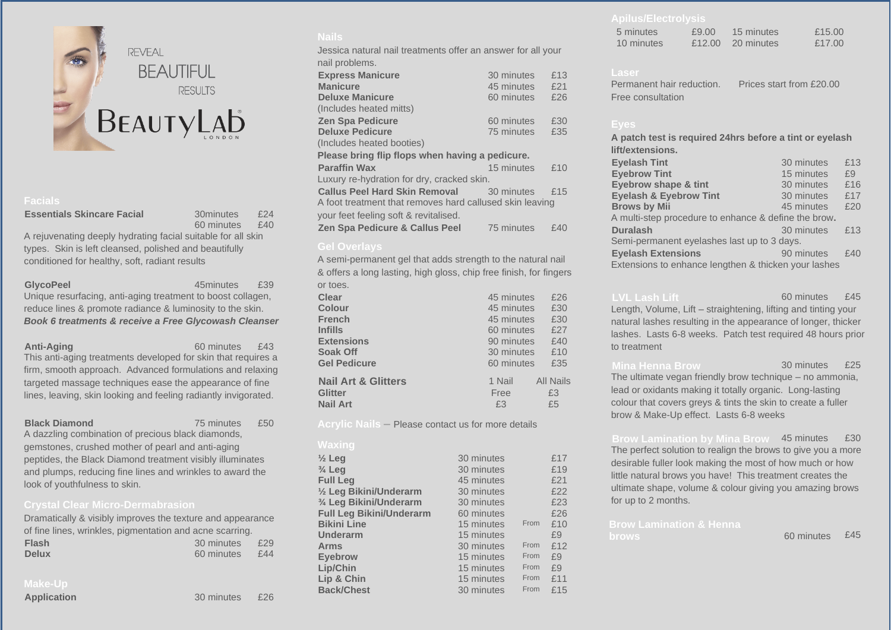REVEAL

BEAUTIFUL

RESULTS

BeautyLab

LONDON

## Facials

| | | |
|---|---|---|
| **Essentials Skincare Facial** | 30minutes | £24 |
| | 60 minutes | £40 |

A rejuvenating deeply hydrating facial suitable for all skin types. Skin is left cleansed, polished and beautifully conditioned for healthy, soft, radiant results

| | | |
|---|---|---|
| **GlycoPeel** | 45minutes | £39 |

Unique resurfacing, anti-aging treatment to boost collagen, reduce lines & promote radiance & luminosity to the skin.

***Book 6 treatments & receive a Free Glycowash Cleanser***

| | | |
|---|---|---|
| **Anti-Aging** | 60 minutes | £43 |

This anti-aging treatments developed for skin that requires a firm, smooth approach. Advanced formulations and relaxing targeted massage techniques ease the appearance of fine lines, leaving, skin looking and feeling radiantly invigorated.

| | | |
|---|---|---|
| **Black Diamond** | 75 minutes | £50 |

A dazzling combination of precious black diamonds, gemstones, crushed mother of pearl and anti-aging peptides, the Black Diamond treatment visibly illuminates and plumps, reducing fine lines and wrinkles to award the look of youthfulness to skin.

## Crystal Clear Micro-Dermabrasion

Dramatically & visibly improves the texture and appearance of fine lines, wrinkles, pigmentation and acne scarring.

| | | |
|---|---|---|
| **Flash** | 30 minutes | £29 |
| **Delux** | 60 minutes | £44 |

## Make-Up

| | | |
|---|---|---|
| **Application** | 30 minutes | £26 |

## Nails

Jessica natural nail treatments offer an answer for all your nail problems.

| | | |
|---|---|---|
| **Express Manicure** | 30 minutes | £13 |
| **Manicure** | 45 minutes | £21 |
| **Deluxe Manicure** | 60 minutes | £26 |

(Includes heated mitts)

| | | |
|---|---|---|
| **Zen Spa Pedicure** | 60 minutes | £30 |
| **Deluxe Pedicure** | 75 minutes | £35 |

(Includes heated booties)

**Please bring flip flops when having a pedicure.**

| | | |
|---|---|---|
| **Paraffin Wax** | 15 minutes | £10 |

Luxury re-hydration for dry, cracked skin.

| | | |
|---|---|---|
| **Callus Peel Hard Skin Removal** | 30 minutes | £15 |

A foot treatment that removes hard callused skin leaving your feet feeling soft & revitalised.

| | | |
|---|---|---|
| **Zen Spa Pedicure & Callus Peel** | 75 minutes | £40 |

## Gel Overlays

A semi-permanent gel that adds strength to the natural nail & offers a long lasting, high gloss, chip free finish, for fingers or toes.

| | | |
|---|---|---|
| **Clear** | 45 minutes | £26 |
| **Colour** | 45 minutes | £30 |
| **French** | 45 minutes | £30 |
| **Infills** | 60 minutes | £27 |
| **Extensions** | 90 minutes | £40 |
| **Soak Off** | 30 minutes | £10 |
| **Gel Pedicure** | 60 minutes | £35 |

| **Nail Art & Glitters** | 1 Nail | All Nails |
|---|---|---|
| **Glitter** | Free | £3 |
| **Nail Art** | £3 | £5 |

## Acrylic Nails – Please contact us for more details

## Waxing

| | | | |
|---|---|---|---|
| **½ Leg** | 30 minutes | | £17 |
| **¾ Leg** | 30 minutes | | £19 |
| **Full Leg** | 45 minutes | | £21 |
| **½ Leg Bikini/Underarm** | 30 minutes | | £22 |
| **¾ Leg Bikini/Underarm** | 30 minutes | | £23 |
| **Full Leg Bikini/Underarm** | 60 minutes | | £26 |
| **Bikini Line** | 15 minutes | From | £10 |
| **Underarm** | 15 minutes | | £9 |
| **Arms** | 30 minutes | From | £12 |
| **Eyebrow** | 15 minutes | From | £9 |
| **Lip/Chin** | 15 minutes | From | £9 |
| **Lip & Chin** | 15 minutes | From | £11 |
| **Back/Chest** | 30 minutes | From | £15 |

## Apilus/Electrolysis

| | | | |
|---|---|---|---|
| 5 minutes | £9.00 | 15 minutes | £15.00 |
| 10 minutes | £12.00 | 20 minutes | £17.00 |

## Laser

Permanent hair reduction. Prices start from £20.00

Free consultation

## Eyes

**A patch test is required 24hrs before a tint or eyelash lift/extensions.**

| | | |
|---|---|---|
| **Eyelash Tint** | 30 minutes | £13 |
| **Eyebrow Tint** | 15 minutes | £9 |
| **Eyebrow shape & tint** | 30 minutes | £16 |
| **Eyelash & Eyebrow Tint** | 30 minutes | £17 |
| **Brows by Mii** | 45 minutes | £20 |

A multi-step procedure to enhance & define the brow.

| | | |
|---|---|---|
| **Duralash** | 30 minutes | £13 |

Semi-permanent eyelashes last up to 3 days.

| | | |
|---|---|---|
| **Eyelash Extensions** | 90 minutes | £40 |

Extensions to enhance lengthen & thicken your lashes

## LVL Lash Lift — 60 minutes — £45

Length, Volume, Lift – straightening, lifting and tinting your natural lashes resulting in the appearance of longer, thicker lashes. Lasts 6-8 weeks. Patch test required 48 hours prior to treatment

## Mina Henna Brow — 30 minutes — £25

The ultimate vegan friendly brow technique – no ammonia, lead or oxidants making it totally organic. Long-lasting colour that covers greys & tints the skin to create a fuller brow & Make-Up effect. Lasts 6-8 weeks

## Brow Lamination by Mina Brow — 45 minutes — £30

The perfect solution to realign the brows to give you a more desirable fuller look making the most of how much or how little natural brows you have! This treatment creates the ultimate shape, volume & colour giving you amazing brows for up to 2 months.

## Brow Lamination & Henna brows — 60 minutes — £45